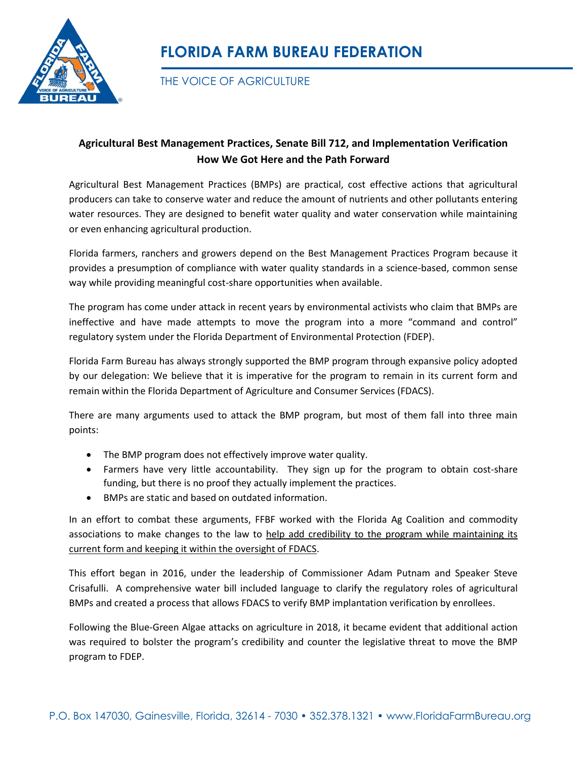# FLORIDA FARM BUREAU FEDERATION

THE VOICE OF AGRICULTURE

**Agricultural Best Management Practices, Senate Bill 712, and Implementation Verification**
**How We Got Here and the Path Forward**

Agricultural Best Management Practices (BMPs) are practical, cost effective actions that agricultural producers can take to conserve water and reduce the amount of nutrients and other pollutants entering water resources. They are designed to benefit water quality and water conservation while maintaining or even enhancing agricultural production.

Florida farmers, ranchers and growers depend on the Best Management Practices Program because it provides a presumption of compliance with water quality standards in a science-based, common sense way while providing meaningful cost-share opportunities when available.

The program has come under attack in recent years by environmental activists who claim that BMPs are ineffective and have made attempts to move the program into a more "command and control" regulatory system under the Florida Department of Environmental Protection (FDEP).

Florida Farm Bureau has always strongly supported the BMP program through expansive policy adopted by our delegation: We believe that it is imperative for the program to remain in its current form and remain within the Florida Department of Agriculture and Consumer Services (FDACS).

There are many arguments used to attack the BMP program, but most of them fall into three main points:

- The BMP program does not effectively improve water quality.
- Farmers have very little accountability. They sign up for the program to obtain cost-share funding, but there is no proof they actually implement the practices.
- BMPs are static and based on outdated information.

In an effort to combat these arguments, FFBF worked with the Florida Ag Coalition and commodity associations to make changes to the law to help add credibility to the program while maintaining its current form and keeping it within the oversight of FDACS.

This effort began in 2016, under the leadership of Commissioner Adam Putnam and Speaker Steve Crisafulli. A comprehensive water bill included language to clarify the regulatory roles of agricultural BMPs and created a process that allows FDACS to verify BMP implantation verification by enrollees.

Following the Blue-Green Algae attacks on agriculture in 2018, it became evident that additional action was required to bolster the program's credibility and counter the legislative threat to move the BMP program to FDEP.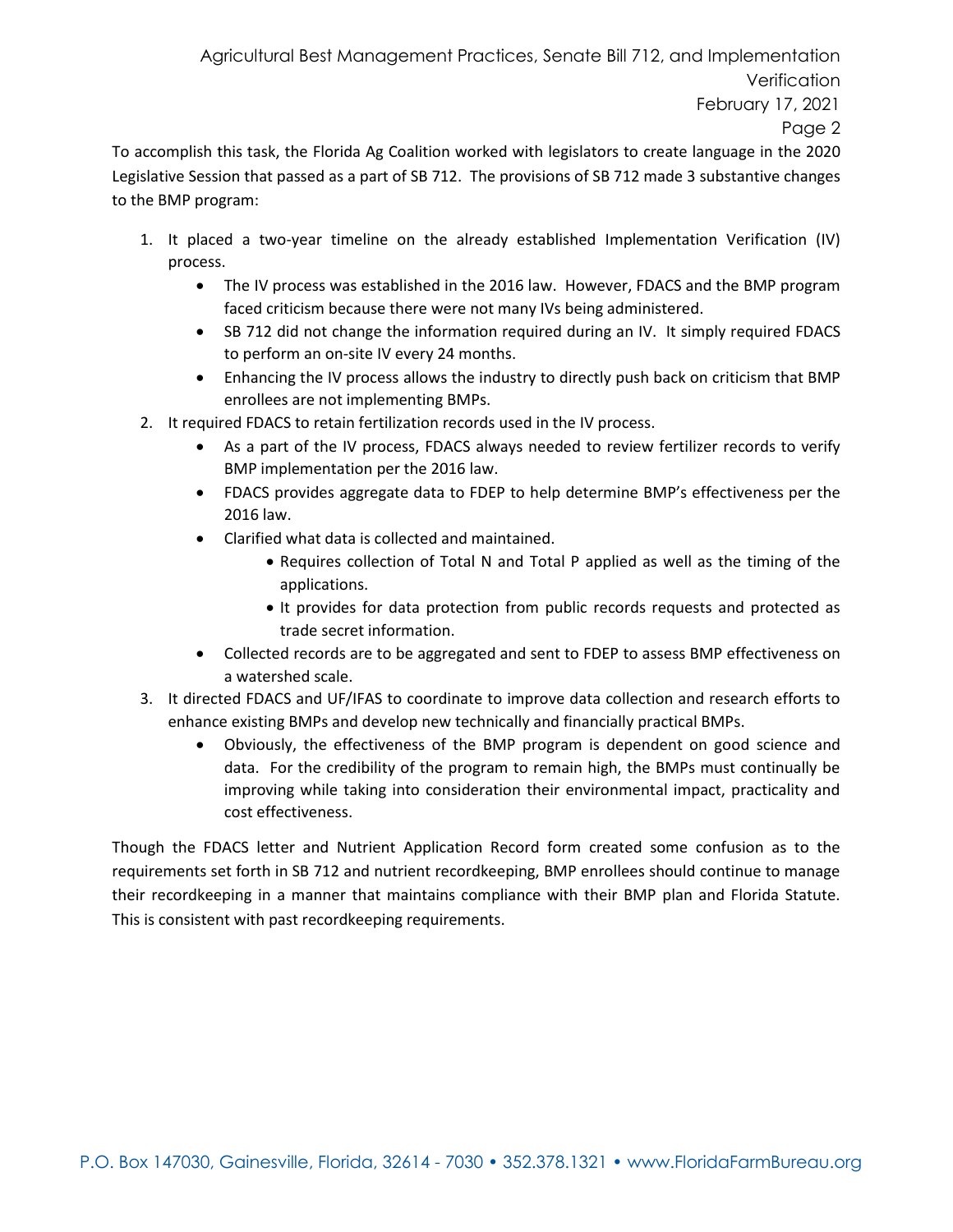To accomplish this task, the Florida Ag Coalition worked with legislators to create language in the 2020 Legislative Session that passed as a part of SB 712. The provisions of SB 712 made 3 substantive changes to the BMP program:

1. It placed a two-year timeline on the already established Implementation Verification (IV) process.
    - The IV process was established in the 2016 law. However, FDACS and the BMP program faced criticism because there were not many IVs being administered.
    - SB 712 did not change the information required during an IV. It simply required FDACS to perform an on-site IV every 24 months.
    - Enhancing the IV process allows the industry to directly push back on criticism that BMP enrollees are not implementing BMPs.
2. It required FDACS to retain fertilization records used in the IV process.
    - As a part of the IV process, FDACS always needed to review fertilizer records to verify BMP implementation per the 2016 law.
    - FDACS provides aggregate data to FDEP to help determine BMP's effectiveness per the 2016 law.
    - Clarified what data is collected and maintained.
        - Requires collection of Total N and Total P applied as well as the timing of the applications.
        - It provides for data protection from public records requests and protected as trade secret information.
    - Collected records are to be aggregated and sent to FDEP to assess BMP effectiveness on a watershed scale.
3. It directed FDACS and UF/IFAS to coordinate to improve data collection and research efforts to enhance existing BMPs and develop new technically and financially practical BMPs.
    - Obviously, the effectiveness of the BMP program is dependent on good science and data. For the credibility of the program to remain high, the BMPs must continually be improving while taking into consideration their environmental impact, practicality and cost effectiveness.

Though the FDACS letter and Nutrient Application Record form created some confusion as to the requirements set forth in SB 712 and nutrient recordkeeping, BMP enrollees should continue to manage their recordkeeping in a manner that maintains compliance with their BMP plan and Florida Statute. This is consistent with past recordkeeping requirements.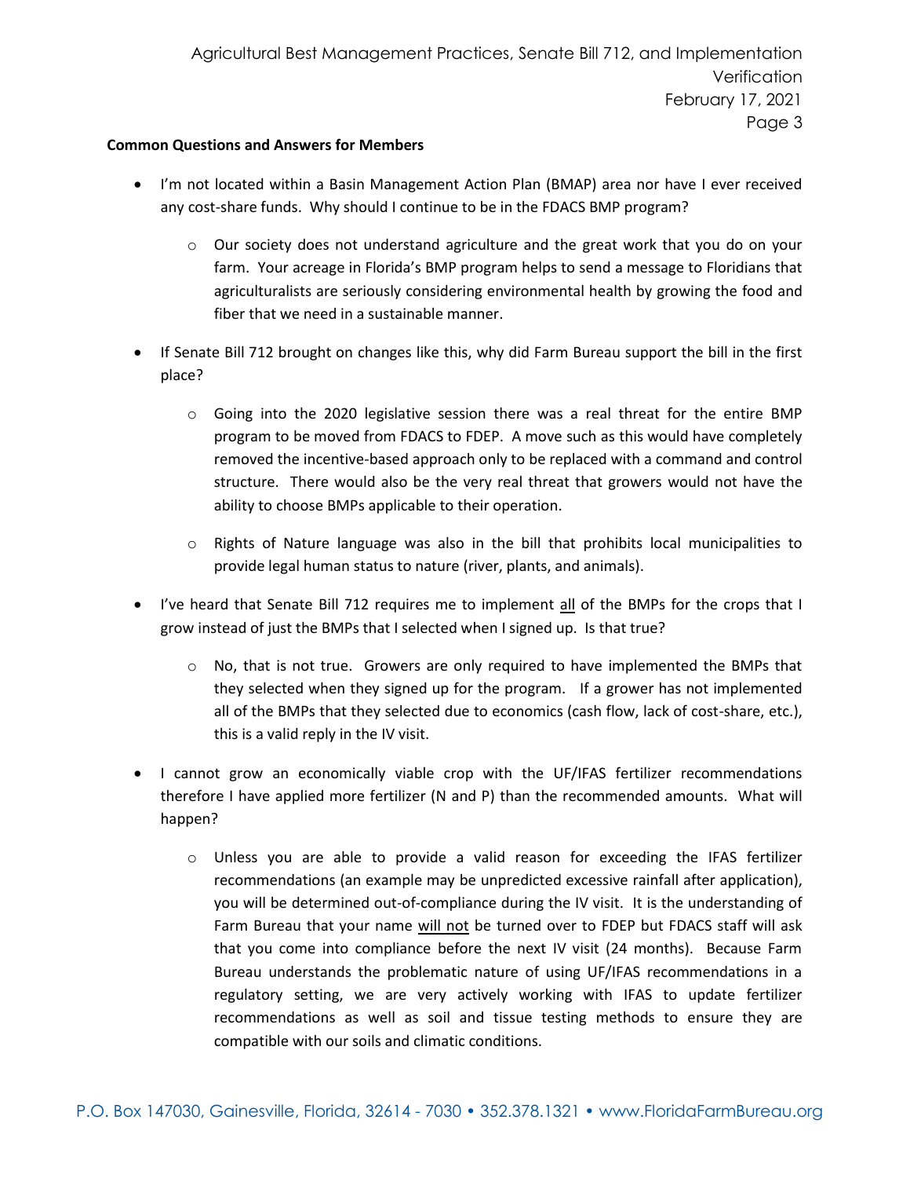**Common Questions and Answers for Members**

- I'm not located within a Basin Management Action Plan (BMAP) area nor have I ever received any cost-share funds. Why should I continue to be in the FDACS BMP program?
    - Our society does not understand agriculture and the great work that you do on your farm. Your acreage in Florida's BMP program helps to send a message to Floridians that agriculturalists are seriously considering environmental health by growing the food and fiber that we need in a sustainable manner.
- If Senate Bill 712 brought on changes like this, why did Farm Bureau support the bill in the first place?
    - Going into the 2020 legislative session there was a real threat for the entire BMP program to be moved from FDACS to FDEP. A move such as this would have completely removed the incentive-based approach only to be replaced with a command and control structure. There would also be the very real threat that growers would not have the ability to choose BMPs applicable to their operation.
    - Rights of Nature language was also in the bill that prohibits local municipalities to provide legal human status to nature (river, plants, and animals).
- I've heard that Senate Bill 712 requires me to implement <u>all</u> of the BMPs for the crops that I grow instead of just the BMPs that I selected when I signed up. Is that true?
    - No, that is not true. Growers are only required to have implemented the BMPs that they selected when they signed up for the program. If a grower has not implemented all of the BMPs that they selected due to economics (cash flow, lack of cost-share, etc.), this is a valid reply in the IV visit.
- I cannot grow an economically viable crop with the UF/IFAS fertilizer recommendations therefore I have applied more fertilizer (N and P) than the recommended amounts. What will happen?
    - Unless you are able to provide a valid reason for exceeding the IFAS fertilizer recommendations (an example may be unpredicted excessive rainfall after application), you will be determined out-of-compliance during the IV visit. It is the understanding of Farm Bureau that your name <u>will not</u> be turned over to FDEP but FDACS staff will ask that you come into compliance before the next IV visit (24 months). Because Farm Bureau understands the problematic nature of using UF/IFAS recommendations in a regulatory setting, we are very actively working with IFAS to update fertilizer recommendations as well as soil and tissue testing methods to ensure they are compatible with our soils and climatic conditions.